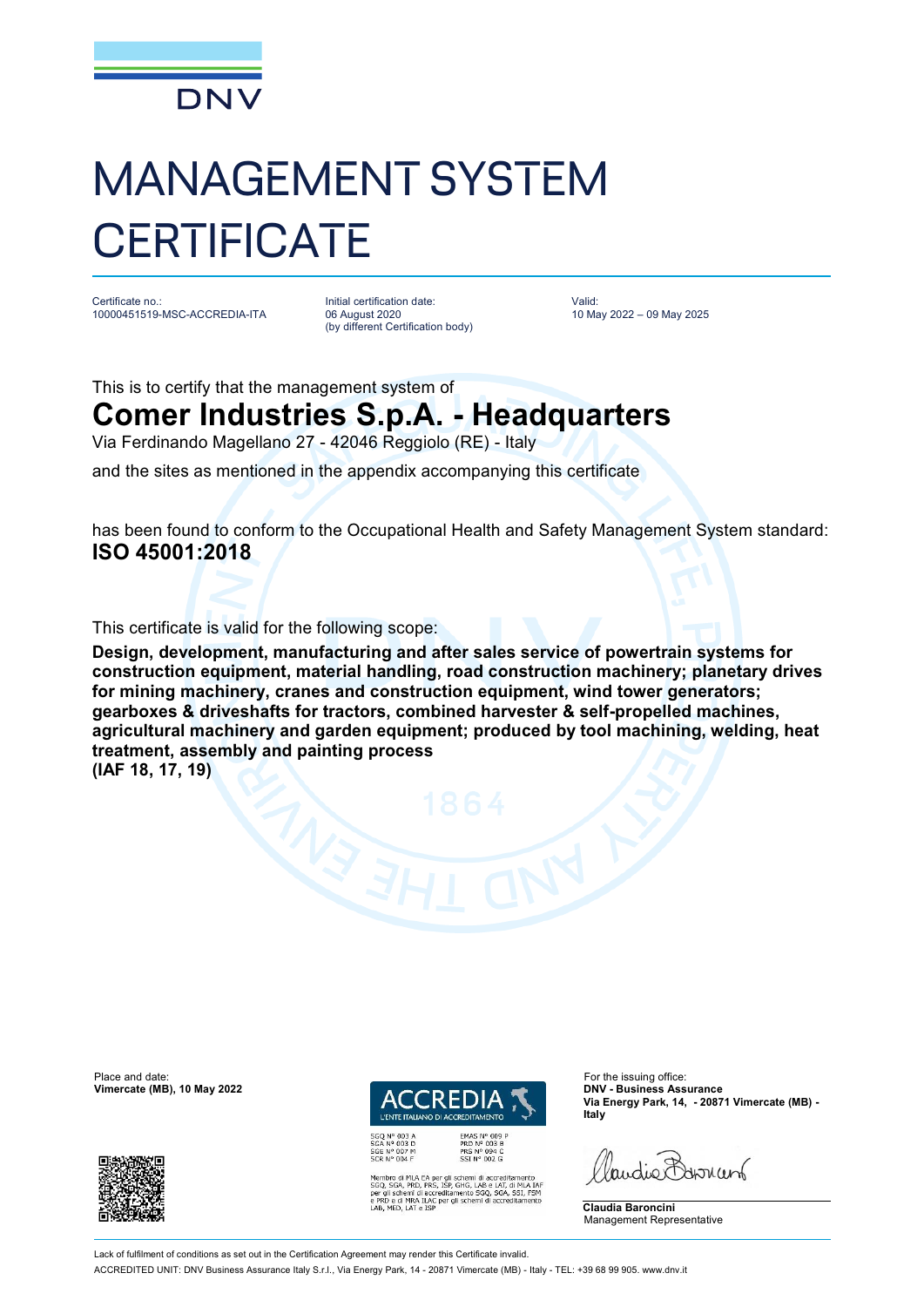DNV

# MANAGEMENT SYSTEM CERTIFICATE

Certificate no.:
10000451519-MSC-ACCREDIA-ITA

Initial certification date:
06 August 2020
(by different Certification body)

Valid:
10 May 2022 – 09 May 2025

This is to certify that the management system of

## Comer Industries S.p.A. - Headquarters

Via Ferdinando Magellano 27 - 42046 Reggiolo (RE) - Italy

and the sites as mentioned in the appendix accompanying this certificate

has been found to conform to the Occupational Health and Safety Management System standard:
**ISO 45001:2018**

This certificate is valid for the following scope:

**Design, development, manufacturing and after sales service of powertrain systems for construction equipment, material handling, road construction machinery; planetary drives for mining machinery, cranes and construction equipment, wind tower generators; gearboxes & driveshafts for tractors, combined harvester & self-propelled machines, agricultural machinery and garden equipment; produced by tool machining, welding, heat treatment, assembly and painting process**
**(IAF 18, 17, 19)**

Place and date:
**Vimercate (MB), 10 May 2022**

ACCREDIA
L'ENTE ITALIANO DI ACCREDITAMENTO

SGQ N° 003 A
SGA N° 003 D
SGE N° 007 M
SCR N° 004 F

EMAS N° 009 P
PRD N° 003 B
PRS N° 094 C
SSI N° 002 G

Membro di MLA EA per gli schemi di accreditamento SGQ, SGA, PRD, PRS, ISP, GHG, LAB e LAT, di MLA IAF per gli schemi di accreditamento SGQ, SGA, SSI, FSM e PRD e di MRA ILAC per gli schemi di accreditamento LAB, MED, LAT e ISP

For the issuing office:
**DNV - Business Assurance**
**Via Energy Park, 14, - 20871 Vimercate (MB) - Italy**

**Claudia Baroncini**
Management Representative

Lack of fulfilment of conditions as set out in the Certification Agreement may render this Certificate invalid.
ACCREDITED UNIT: DNV Business Assurance Italy S.r.l., Via Energy Park, 14 - 20871 Vimercate (MB) - Italy - TEL: +39 68 99 905. www.dnv.it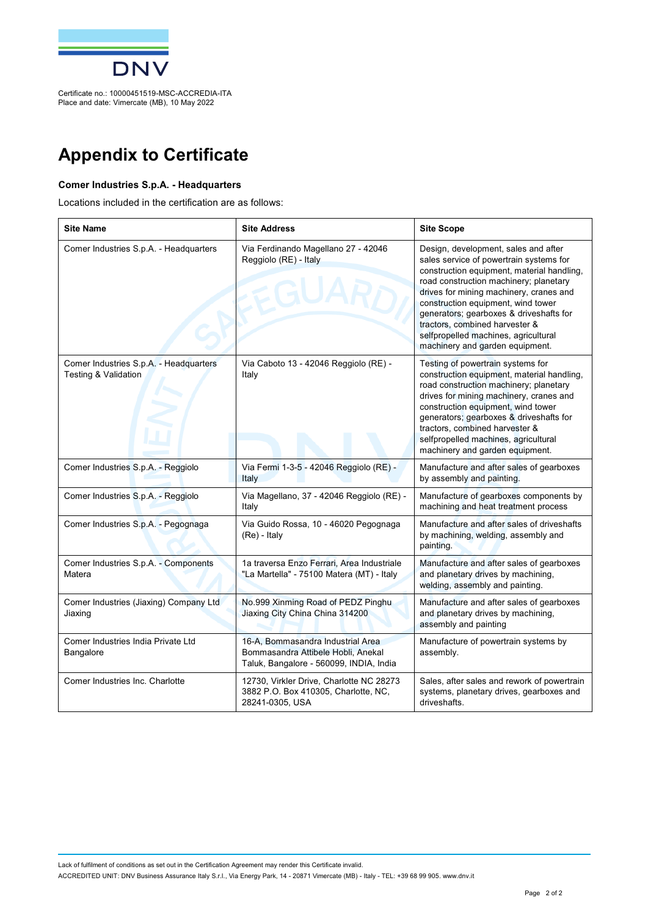Certificate no.: 10000451519-MSC-ACCREDIA-ITA
Place and date: Vimercate (MB), 10 May 2022

# Appendix to Certificate

### Comer Industries S.p.A. - Headquarters

Locations included in the certification are as follows:

| Site Name | Site Address | Site Scope |
|---|---|---|
| Comer Industries S.p.A. - Headquarters | Via Ferdinando Magellano 27 - 42046 Reggiolo (RE) - Italy | Design, development, sales and after sales service of powertrain systems for construction equipment, material handling, road construction machinery; planetary drives for mining machinery, cranes and construction equipment, wind tower generators; gearboxes & driveshafts for tractors, combined harvester & selfpropelled machines, agricultural machinery and garden equipment. |
| Comer Industries S.p.A. - Headquarters Testing & Validation | Via Caboto 13 - 42046 Reggiolo (RE) - Italy | Testing of powertrain systems for construction equipment, material handling, road construction machinery; planetary drives for mining machinery, cranes and construction equipment, wind tower generators; gearboxes & driveshafts for tractors, combined harvester & selfpropelled machines, agricultural machinery and garden equipment. |
| Comer Industries S.p.A. - Reggiolo | Via Fermi 1-3-5 - 42046 Reggiolo (RE) - Italy | Manufacture and after sales of gearboxes by assembly and painting. |
| Comer Industries S.p.A. - Reggiolo | Via Magellano, 37 - 42046 Reggiolo (RE) - Italy | Manufacture of gearboxes components by machining and heat treatment process |
| Comer Industries S.p.A. - Pegognaga | Via Guido Rossa, 10 - 46020 Pegognaga (Re) - Italy | Manufacture and after sales of driveshafts by machining, welding, assembly and painting. |
| Comer Industries S.p.A. - Components Matera | 1a traversa Enzo Ferrari, Area Industriale "La Martella" - 75100 Matera (MT) - Italy | Manufacture and after sales of gearboxes and planetary drives by machining, welding, assembly and painting. |
| Comer Industries (Jiaxing) Company Ltd Jiaxing | No.999 Xinming Road of PEDZ Pinghu Jiaxing City China China 314200 | Manufacture and after sales of gearboxes and planetary drives by machining, assembly and painting |
| Comer Industries India Private Ltd Bangalore | 16-A, Bommasandra Industrial Area Bommasandra Attibele Hobli, Anekal Taluk, Bangalore - 560099, INDIA, India | Manufacture of powertrain systems by assembly. |
| Comer Industries Inc. Charlotte | 12730, Virkler Drive, Charlotte NC 28273 3882 P.O. Box 410305, Charlotte, NC, 28241-0305, USA | Sales, after sales and rework of powertrain systems, planetary drives, gearboxes and driveshafts. |

Lack of fulfilment of conditions as set out in the Certification Agreement may render this Certificate invalid.
ACCREDITED UNIT: DNV Business Assurance Italy S.r.l., Via Energy Park, 14 - 20871 Vimercate (MB) - Italy - TEL: +39 68 99 905. www.dnv.it